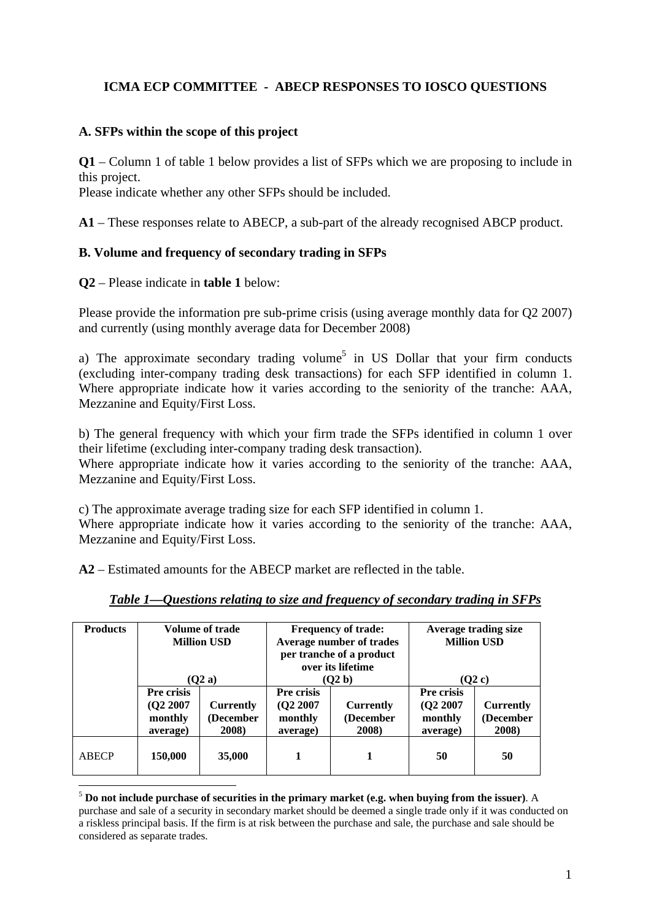### ICMA ECP COMMITTEE - ABECP RESPONSES TO IOSCO QUESTIONS

**A. SFPs within the scope of this project**

**Q1** – Column 1 of table 1 below provides a list of SFPs which we are proposing to include in this project.
Please indicate whether any other SFPs should be included.

**A1** – These responses relate to ABECP, a sub-part of the already recognised ABCP product.

**B. Volume and frequency of secondary trading in SFPs**

**Q2** – Please indicate in **table 1** below:

Please provide the information pre sub-prime crisis (using average monthly data for Q2 2007) and currently (using monthly average data for December 2008)

a) The approximate secondary trading volume[5] in US Dollar that your firm conducts (excluding inter-company trading desk transactions) for each SFP identified in column 1. Where appropriate indicate how it varies according to the seniority of the tranche: AAA, Mezzanine and Equity/First Loss.

b) The general frequency with which your firm trade the SFPs identified in column 1 over their lifetime (excluding inter-company trading desk transaction).
Where appropriate indicate how it varies according to the seniority of the tranche: AAA, Mezzanine and Equity/First Loss.

c) The approximate average trading size for each SFP identified in column 1.
Where appropriate indicate how it varies according to the seniority of the tranche: AAA, Mezzanine and Equity/First Loss.

**A2** – Estimated amounts for the ABECP market are reflected in the table.

***Table 1—Questions relating to size and frequency of secondary trading in SFPs***

| **Products** | **Volume of trade Million USD (Q2 a)** | | **Frequency of trade: Average number of trades per tranche of a product over its lifetime (Q2 b)** | | **Average trading size Million USD (Q2 c)** | |
|---|---|---|---|---|---|---|
| | **Pre crisis (Q2 2007 monthly average)** | **Currently (December 2008)** | **Pre crisis (Q2 2007 monthly average)** | **Currently (December 2008)** | **Pre crisis (Q2 2007 monthly average)** | **Currently (December 2008)** |
| ABECP | **150,000** | **35,000** | **1** | **1** | **50** | **50** |

[5] **Do not include purchase of securities in the primary market (e.g. when buying from the issuer)**. A purchase and sale of a security in secondary market should be deemed a single trade only if it was conducted on a riskless principal basis. If the firm is at risk between the purchase and sale, the purchase and sale should be considered as separate trades.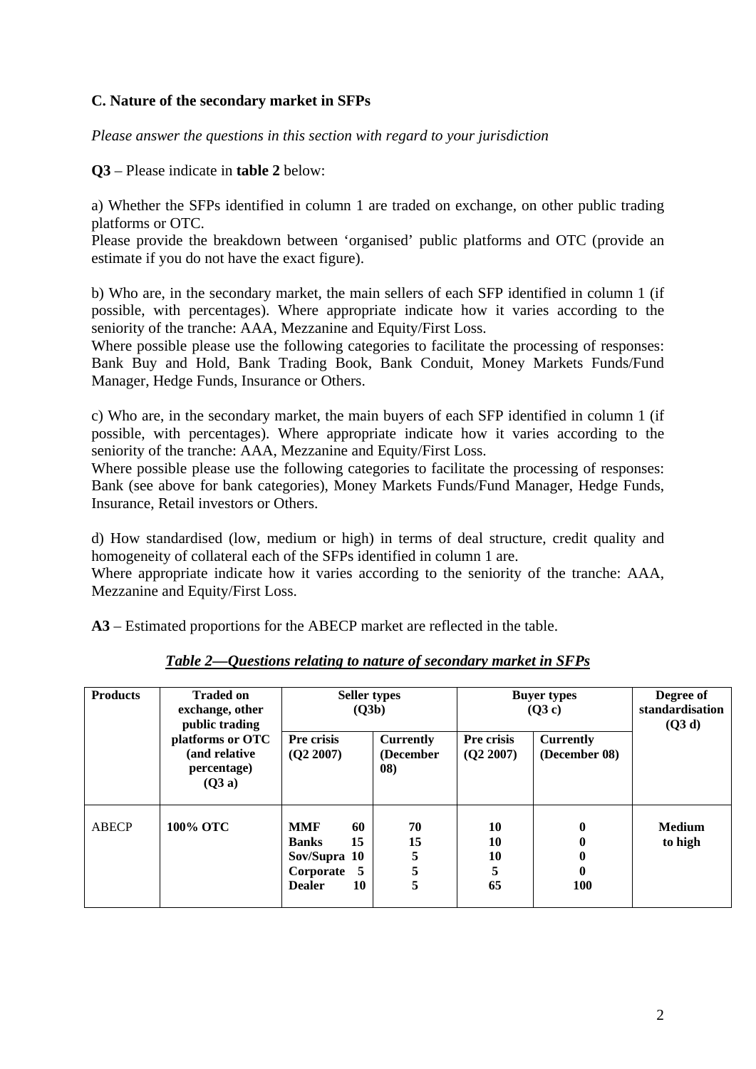**C. Nature of the secondary market in SFPs**

*Please answer the questions in this section with regard to your jurisdiction*

**Q3** – Please indicate in **table 2** below:

a) Whether the SFPs identified in column 1 are traded on exchange, on other public trading platforms or OTC.
Please provide the breakdown between 'organised' public platforms and OTC (provide an estimate if you do not have the exact figure).

b) Who are, in the secondary market, the main sellers of each SFP identified in column 1 (if possible, with percentages). Where appropriate indicate how it varies according to the seniority of the tranche: AAA, Mezzanine and Equity/First Loss.
Where possible please use the following categories to facilitate the processing of responses: Bank Buy and Hold, Bank Trading Book, Bank Conduit, Money Markets Funds/Fund Manager, Hedge Funds, Insurance or Others.

c) Who are, in the secondary market, the main buyers of each SFP identified in column 1 (if possible, with percentages). Where appropriate indicate how it varies according to the seniority of the tranche: AAA, Mezzanine and Equity/First Loss.
Where possible please use the following categories to facilitate the processing of responses: Bank (see above for bank categories), Money Markets Funds/Fund Manager, Hedge Funds, Insurance, Retail investors or Others.

d) How standardised (low, medium or high) in terms of deal structure, credit quality and homogeneity of collateral each of the SFPs identified in column 1 are.
Where appropriate indicate how it varies according to the seniority of the tranche: AAA, Mezzanine and Equity/First Loss.

**A3** – Estimated proportions for the ABECP market are reflected in the table.

***Table 2—Questions relating to nature of secondary market in SFPs***

| Products | Traded on exchange, other public trading platforms or OTC (and relative percentage) (Q3 a) | Seller types (Q3b) | | | Buyer types (Q3 c) | | Degree of standardisation (Q3 d) |
|---|---|---|---|---|---|---|---|
| | | | Pre crisis (Q2 2007) | Currently (December 08) | Pre crisis (Q2 2007) | Currently (December 08) | |
| ABECP | **100% OTC** | **MMF** | **60** | **70** | **10** | **0** | **Medium to high** |
| | | **Banks** | **15** | **15** | **10** | **0** | |
| | | **Sov/Supra** | **10** | **5** | **10** | **0** | |
| | | **Corporate** | **5** | **5** | **5** | **0** | |
| | | **Dealer** | **10** | **5** | **65** | **100** | |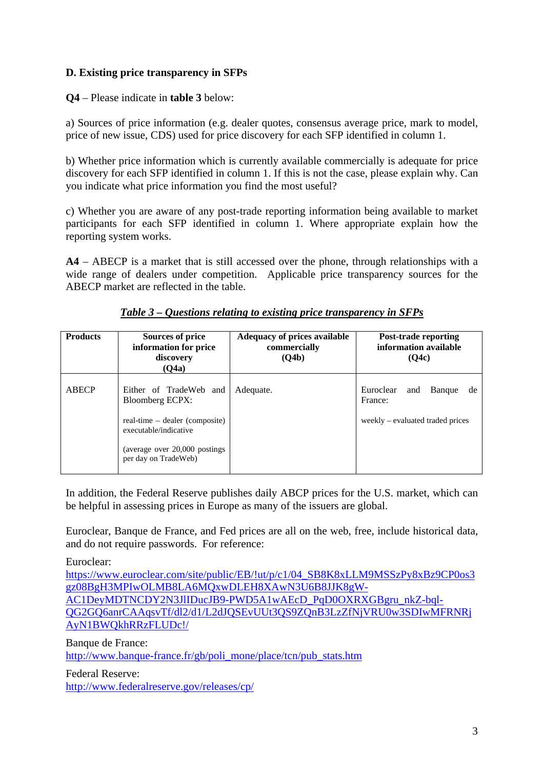**D. Existing price transparency in SFPs**

**Q4** – Please indicate in **table 3** below:

a) Sources of price information (e.g. dealer quotes, consensus average price, mark to model, price of new issue, CDS) used for price discovery for each SFP identified in column 1.

b) Whether price information which is currently available commercially is adequate for price discovery for each SFP identified in column 1. If this is not the case, please explain why. Can you indicate what price information you find the most useful?

c) Whether you are aware of any post-trade reporting information being available to market participants for each SFP identified in column 1. Where appropriate explain how the reporting system works.

**A4** – ABECP is a market that is still accessed over the phone, through relationships with a wide range of dealers under competition. Applicable price transparency sources for the ABECP market are reflected in the table.

***Table 3 – Questions relating to existing price transparency in SFPs***

| **Products** | **Sources of price information for price discovery (Q4a)** | **Adequacy of prices available commercially (Q4b)** | **Post-trade reporting information available (Q4c)** |
|---|---|---|---|
| ABECP | Either of TradeWeb and Bloomberg ECPX:<br><br>real-time – dealer (composite) executable/indicative<br><br>(average over 20,000 postings per day on TradeWeb) | Adequate. | Euroclear and Banque de France:<br><br>weekly – evaluated traded prices |

In addition, the Federal Reserve publishes daily ABCP prices for the U.S. market, which can be helpful in assessing prices in Europe as many of the issuers are global.

Euroclear, Banque de France, and Fed prices are all on the web, free, include historical data, and do not require passwords. For reference:

Euroclear:
https://www.euroclear.com/site/public/EB/!ut/p/c1/04_SB8K8xLLM9MSSzPy8xBz9CP0os3gz08BgH3MPIwOLMB8LA6MQxwDLEH8XAwN3U6B8JJK8gW-AC1DeyMDTNCDY2N3JlIDucJB9-PWD5A1wAEcD_PqD0OXRXGBgru_nkZ-bql-QG2GQ6anrCAAqsvTf/dl2/d1/L2dJQSEvUUt3QS9ZQnB3LzZfNjVRU0w3SDIwMFRNRjAyN1BWQkhRRzFLUDc!/

Banque de France:
http://www.banque-france.fr/gb/poli_mone/place/tcn/pub_stats.htm

Federal Reserve:
http://www.federalreserve.gov/releases/cp/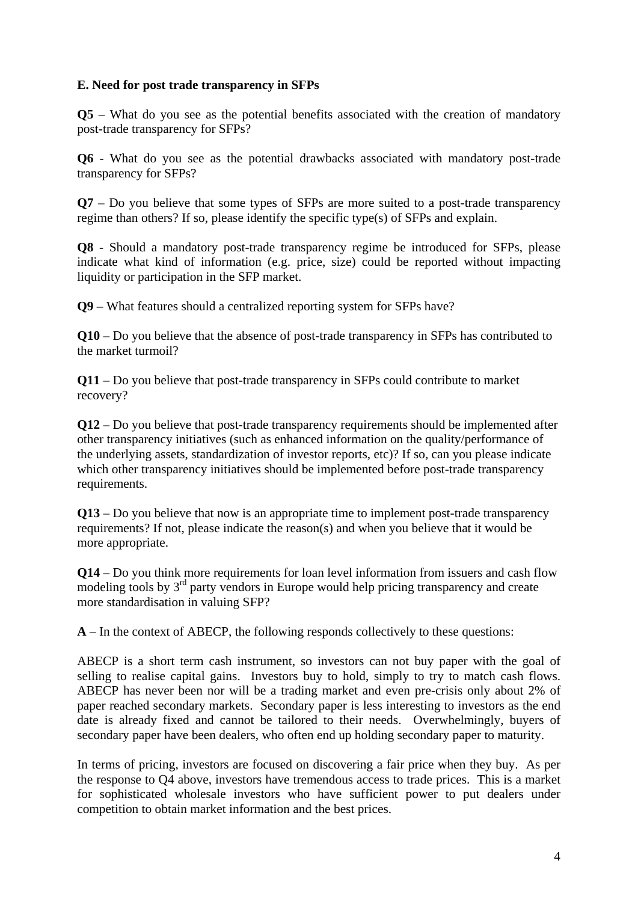**E. Need for post trade transparency in SFPs**

**Q5** – What do you see as the potential benefits associated with the creation of mandatory post-trade transparency for SFPs?

**Q6** - What do you see as the potential drawbacks associated with mandatory post-trade transparency for SFPs?

**Q7** – Do you believe that some types of SFPs are more suited to a post-trade transparency regime than others? If so, please identify the specific type(s) of SFPs and explain.

**Q8** - Should a mandatory post-trade transparency regime be introduced for SFPs, please indicate what kind of information (e.g. price, size) could be reported without impacting liquidity or participation in the SFP market.

**Q9** – What features should a centralized reporting system for SFPs have?

**Q10** – Do you believe that the absence of post-trade transparency in SFPs has contributed to the market turmoil?

**Q11** – Do you believe that post-trade transparency in SFPs could contribute to market recovery?

**Q12** – Do you believe that post-trade transparency requirements should be implemented after other transparency initiatives (such as enhanced information on the quality/performance of the underlying assets, standardization of investor reports, etc)? If so, can you please indicate which other transparency initiatives should be implemented before post-trade transparency requirements.

**Q13** – Do you believe that now is an appropriate time to implement post-trade transparency requirements? If not, please indicate the reason(s) and when you believe that it would be more appropriate.

**Q14** – Do you think more requirements for loan level information from issuers and cash flow modeling tools by 3rd party vendors in Europe would help pricing transparency and create more standardisation in valuing SFP?

**A** – In the context of ABECP, the following responds collectively to these questions:

ABECP is a short term cash instrument, so investors can not buy paper with the goal of selling to realise capital gains. Investors buy to hold, simply to try to match cash flows. ABECP has never been nor will be a trading market and even pre-crisis only about 2% of paper reached secondary markets. Secondary paper is less interesting to investors as the end date is already fixed and cannot be tailored to their needs. Overwhelmingly, buyers of secondary paper have been dealers, who often end up holding secondary paper to maturity.

In terms of pricing, investors are focused on discovering a fair price when they buy. As per the response to Q4 above, investors have tremendous access to trade prices. This is a market for sophisticated wholesale investors who have sufficient power to put dealers under competition to obtain market information and the best prices.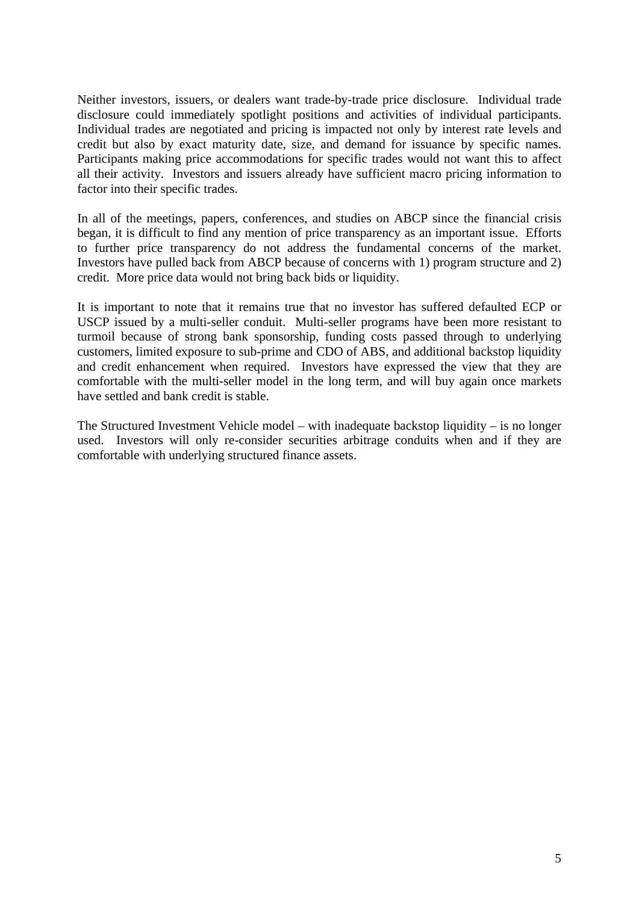Neither investors, issuers, or dealers want trade-by-trade price disclosure. Individual trade disclosure could immediately spotlight positions and activities of individual participants. Individual trades are negotiated and pricing is impacted not only by interest rate levels and credit but also by exact maturity date, size, and demand for issuance by specific names. Participants making price accommodations for specific trades would not want this to affect all their activity. Investors and issuers already have sufficient macro pricing information to factor into their specific trades.

In all of the meetings, papers, conferences, and studies on ABCP since the financial crisis began, it is difficult to find any mention of price transparency as an important issue. Efforts to further price transparency do not address the fundamental concerns of the market. Investors have pulled back from ABCP because of concerns with 1) program structure and 2) credit. More price data would not bring back bids or liquidity.

It is important to note that it remains true that no investor has suffered defaulted ECP or USCP issued by a multi-seller conduit. Multi-seller programs have been more resistant to turmoil because of strong bank sponsorship, funding costs passed through to underlying customers, limited exposure to sub-prime and CDO of ABS, and additional backstop liquidity and credit enhancement when required. Investors have expressed the view that they are comfortable with the multi-seller model in the long term, and will buy again once markets have settled and bank credit is stable.

The Structured Investment Vehicle model – with inadequate backstop liquidity – is no longer used. Investors will only re-consider securities arbitrage conduits when and if they are comfortable with underlying structured finance assets.